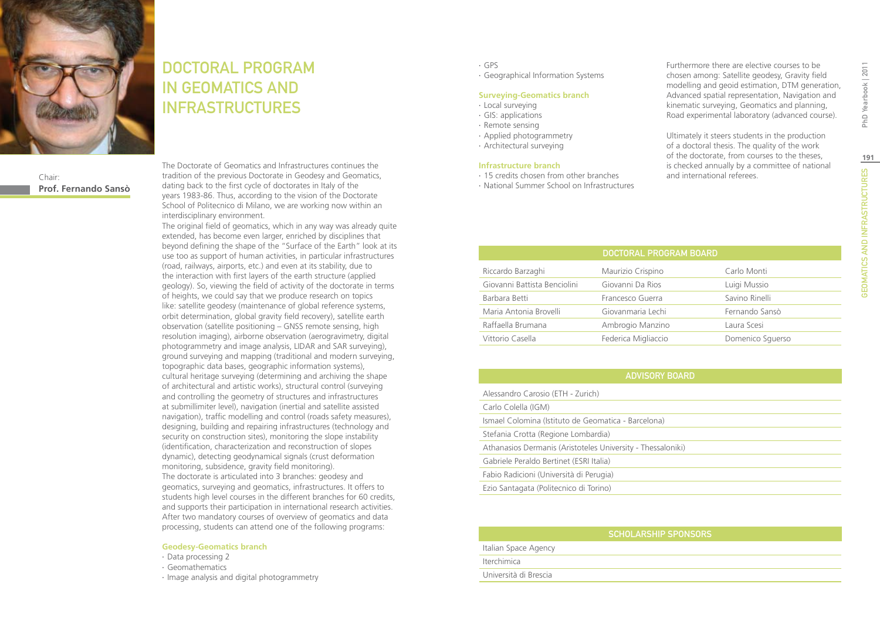# DOCTORAL PROGRAM IN GEOMATICS AND INFRASTRUCTURES

Chair:
**Prof. Fernando Sansò**

The Doctorate of Geomatics and Infrastructures continues the tradition of the previous Doctorate in Geodesy and Geomatics, dating back to the first cycle of doctorates in Italy of the years 1983-86. Thus, according to the vision of the Doctorate School of Politecnico di Milano, we are working now within an interdisciplinary environment.

The original field of geomatics, which in any way was already quite extended, has become even larger, enriched by disciplines that beyond defining the shape of the "Surface of the Earth" look at its use too as support of human activities, in particular infrastructures (road, railways, airports, etc.) and even at its stability, due to the interaction with first layers of the earth structure (applied geology). So, viewing the field of activity of the doctorate in terms of heights, we could say that we produce research on topics like: satellite geodesy (maintenance of global reference systems, orbit determination, global gravity field recovery), satellite earth observation (satellite positioning – GNSS remote sensing, high resolution imaging), airborne observation (aerogravimetry, digital photogrammetry and image analysis, LIDAR and SAR surveying), ground surveying and mapping (traditional and modern surveying, topographic data bases, geographic information systems), cultural heritage surveying (determining and archiving the shape of architectural and artistic works), structural control (surveying and controlling the geometry of structures and infrastructures at submillimiter level), navigation (inertial and satellite assisted navigation), traffic modelling and control (roads safety measures), designing, building and repairing infrastructures (technology and security on construction sites), monitoring the slope instability (identification, characterization and reconstruction of slopes dynamic), detecting geodynamical signals (crust deformation monitoring, subsidence, gravity field monitoring).

The doctorate is articulated into 3 branches: geodesy and geomatics, surveying and geomatics, infrastructures. It offers to students high level courses in the different branches for 60 credits, and supports their participation in international research activities. After two mandatory courses of overview of geomatics and data processing, students can attend one of the following programs:

**Geodesy-Geomatics branch**

- Data processing 2
- Geomathematics
- Image analysis and digital photogrammetry
- GPS
- Geographical Information Systems

**Surveying-Geomatics branch**

- Local surveying
- GIS: applications
- Remote sensing
- Applied photogrammetry
- Architectural surveying

**Infrastructure branch**

- 15 credits chosen from other branches
- National Summer School on Infrastructures

Furthermore there are elective courses to be chosen among: Satellite geodesy, Gravity field modelling and geoid estimation, DTM generation, Advanced spatial representation, Navigation and kinematic surveying, Geomatics and planning, Road experimental laboratory (advanced course).

Ultimately it steers students in the production of a doctoral thesis. The quality of the work of the doctorate, from courses to the theses, is checked annually by a committee of national and international referees.

| DOCTORAL PROGRAM BOARD | | |
|---|---|---|
| Riccardo Barzaghi | Maurizio Crispino | Carlo Monti |
| Giovanni Battista Benciolini | Giovanni Da Rios | Luigi Mussio |
| Barbara Betti | Francesco Guerra | Savino Rinelli |
| Maria Antonia Brovelli | Giovanmaria Lechi | Fernando Sansò |
| Raffaella Brumana | Ambrogio Manzino | Laura Scesi |
| Vittorio Casella | Federica Migliaccio | Domenico Sguerso |

| ADVISORY BOARD |
|---|
| Alessandro Carosio (ETH - Zurich) |
| Carlo Colella (IGM) |
| Ismael Colomina (Istituto de Geomatica - Barcelona) |
| Stefania Crotta (Regione Lombardia) |
| Athanasios Dermanis (Aristoteles University - Thessaloniki) |
| Gabriele Peraldo Bertinet (ESRI Italia) |
| Fabio Radicioni (Università di Perugia) |
| Ezio Santagata (Politecnico di Torino) |

| SCHOLARSHIP SPONSORS |
|---|
| Italian Space Agency |
| Iterchimica |
| Università di Brescia |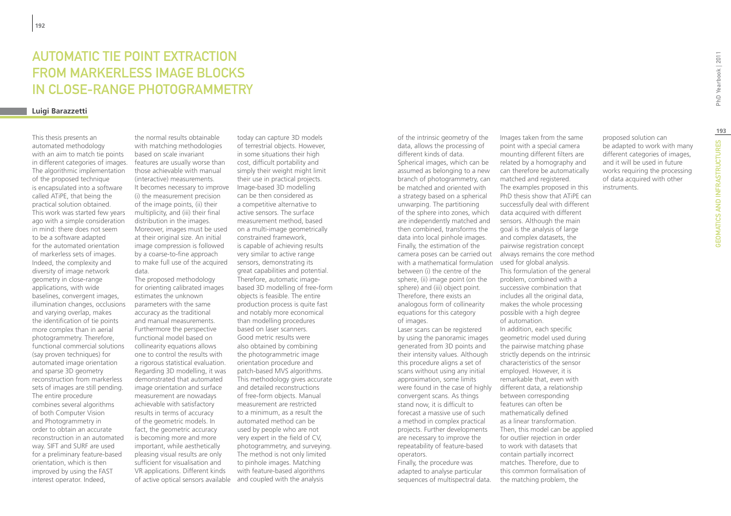# Automatic Tie Point Extraction from Markerless Image Blocks in Close-Range Photogrammetry

**Luigi Barazzetti**

This thesis presents an automated methodology with an aim to match tie points in different categories of images. The algorithmic implementation of the proposed technique is encapsulated into a software called ATiPE, that being the practical solution obtained. This work was started few years ago with a simple consideration in mind: there does not seem to be a software adapted for the automated orientation of markerless sets of images. Indeed, the complexity and diversity of image network geometry in close-range applications, with wide baselines, convergent images, illumination changes, occlusions and varying overlap, makes the identification of tie points more complex than in aerial photogrammetry. Therefore, functional commercial solutions (say proven techniques) for automated image orientation and sparse 3D geometry reconstruction from markerless sets of images are still pending. The entire procedure combines several algorithms of both Computer Vision and Photogrammetry in order to obtain an accurate reconstruction in an automated way. SIFT and SURF are used for a preliminary feature-based orientation, which is then improved by using the FAST interest operator. Indeed, the normal results obtainable with matching methodologies based on scale invariant features are usually worse than those achievable with manual (interactive) measurements. It becomes necessary to improve (i) the measurement precision of the image points, (ii) their multiplicity, and (iii) their final distribution in the images. Moreover, images must be used at their original size. An initial image compression is followed by a coarse-to-fine approach to make full use of the acquired data.

The proposed methodology for orienting calibrated images estimates the unknown parameters with the same accuracy as the traditional and manual measurements. Furthermore the perspective functional model based on collinearity equations allows one to control the results with a rigorous statistical evaluation. Regarding 3D modelling, it was demonstrated that automated image orientation and surface measurement are nowadays achievable with satisfactory results in terms of accuracy of the geometric models. In fact, the geometric accuracy is becoming more and more important, while aesthetically pleasing visual results are only sufficient for visualisation and VR applications. Different kinds of active optical sensors available today can capture 3D models of terrestrial objects. However, in some situations their high cost, difficult portability and simply their weight might limit their use in practical projects. Image-based 3D modelling can be then considered as a competitive alternative to active sensors. The surface measurement method, based on a multi-image geometrically constrained framework, is capable of achieving results very similar to active range sensors, demonstrating its great capabilities and potential. Therefore, automatic image-based 3D modelling of free-form objects is feasible. The entire production process is quite fast and notably more economical than modelling procedures based on laser scanners.

Good metric results were also obtained by combining the photogrammetric image orientation procedure and patch-based MVS algorithms. This methodology gives accurate and detailed reconstructions of free-form objects. Manual measurement are restricted to a minimum, as a result the automated method can be used by people who are not very expert in the field of CV, photogrammetry, and surveying.

The method is not only limited to pinhole images. Matching with feature-based algorithms and coupled with the analysis of the intrinsic geometry of the data, allows the processing of different kinds of data.

Spherical images, which can be assumed as belonging to a new branch of photogrammetry, can be matched and oriented with a strategy based on a spherical unwarping. The partitioning of the sphere into zones, which are independently matched and then combined, transforms the data into local pinhole images. Finally, the estimation of the camera poses can be carried out with a mathematical formulation between (i) the centre of the sphere, (ii) image point (on the sphere) and (iii) object point. Therefore, there exists an analogous form of collinearity equations for this category of images.

Laser scans can be registered by using the panoramic images generated from 3D points and their intensity values. Although this procedure aligns a set of scans without using any initial approximation, some limits were found in the case of highly convergent scans. As things stand now, it is difficult to forecast a massive use of such a method in complex practical projects. Further developments are necessary to improve the repeatability of feature-based operators.

Finally, the procedure was adapted to analyse particular sequences of multispectral data. Images taken from the same point with a special camera mounting different filters are related by a homography and can therefore be automatically matched and registered.

The examples proposed in this PhD thesis show that ATiPE can successfully deal with different data acquired with different sensors. Although the main goal is the analysis of large and complex datasets, the pairwise registration concept always remains the core method used for global analysis.

This formulation of the general problem, combined with a successive combination that includes all the original data, makes the whole processing possible with a high degree of automation.

In addition, each specific geometric model used during the pairwise matching phase strictly depends on the intrinsic characteristics of the sensor employed. However, it is remarkable that, even with different data, a relationship between corresponding features can often be mathematically defined as a linear transformation. Then, this model can be applied for outlier rejection in order to work with datasets that contain partially incorrect matches. Therefore, due to this common formalisation of the matching problem, the proposed solution can be adapted to work with many different categories of images, and it will be used in future works requiring the processing of data acquired with other instruments.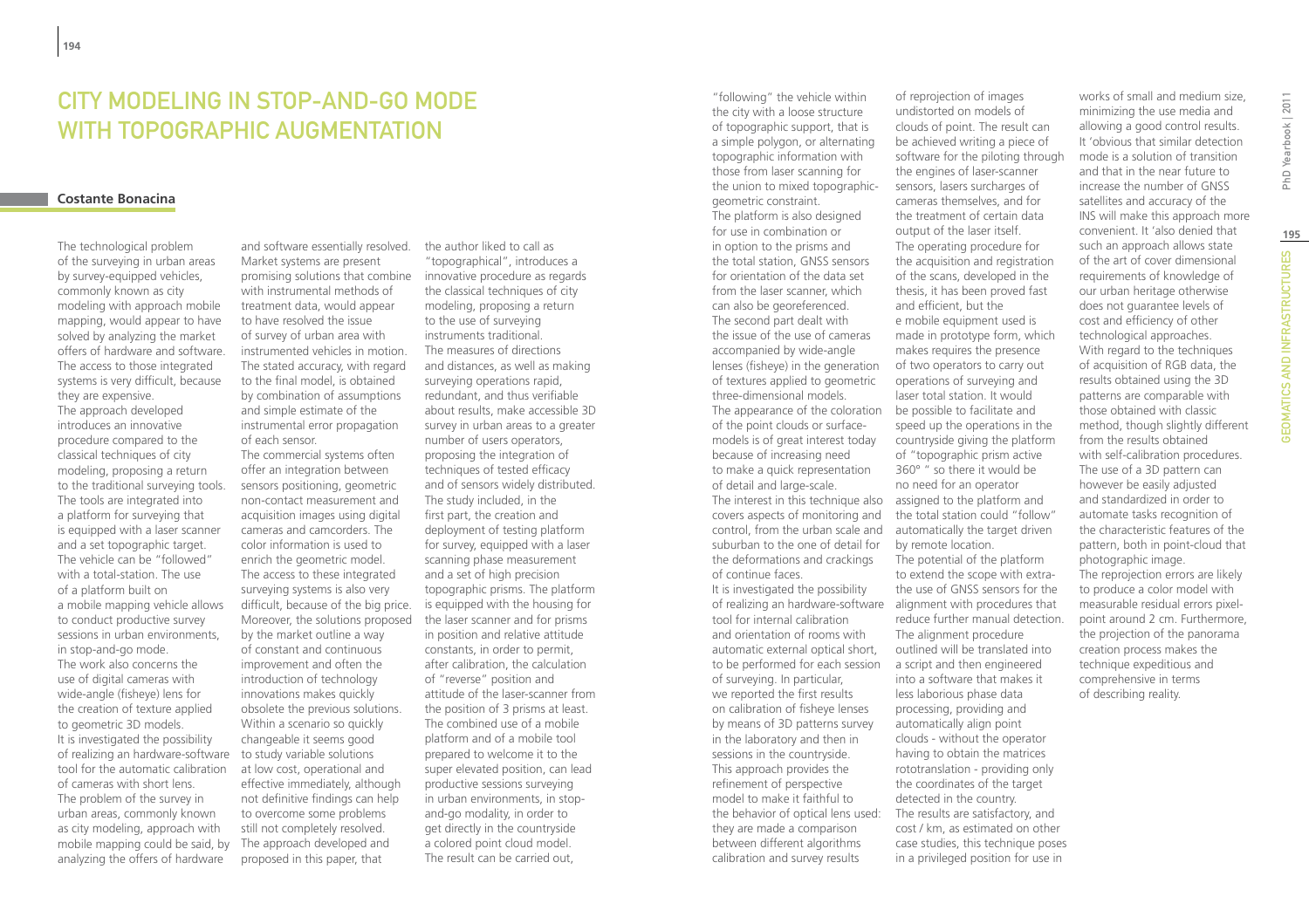# City modeling in stop-and-go mode with topographic augmentation

**Costante Bonacina**

The technological problem of the surveying in urban areas by survey-equipped vehicles, commonly known as city modeling with approach mobile mapping, would appear to have solved by analyzing the market offers of hardware and software. The access to those integrated systems is very difficult, because they are expensive.

The approach developed introduces an innovative procedure compared to the classical techniques of city modeling, proposing a return to the traditional surveying tools. The tools are integrated into a platform for surveying that is equipped with a laser scanner and a set topographic target. The vehicle can be "followed" with a total-station. The use of a platform built on a mobile mapping vehicle allows to conduct productive survey sessions in urban environments, in stop-and-go mode.

The work also concerns the use of digital cameras with wide-angle (fisheye) lens for the creation of texture applied to geometric 3D models.

It is investigated the possibility of realizing an hardware-software tool for the automatic calibration of cameras with short lens.

The problem of the survey in urban areas, commonly known as city modeling, approach with mobile mapping could be said, by analyzing the offers of hardware and software essentially resolved. Market systems are present promising solutions that combine with instrumental methods of treatment data, would appear to have resolved the issue of survey of urban area with instrumented vehicles in motion. The stated accuracy, with regard to the final model, is obtained by combination of assumptions and simple estimate of the instrumental error propagation of each sensor.

The commercial systems often offer an integration between sensors positioning, geometric non-contact measurement and acquisition images using digital cameras and camcorders. The color information is used to enrich the geometric model. The access to these integrated surveying systems is also very difficult, because of the big price. Moreover, the solutions proposed by the market outline a way of constant and continuous improvement and often the introduction of technology innovations makes quickly obsolete the previous solutions. Within a scenario so quickly changeable it seems good to study variable solutions at low cost, operational and effective immediately, although not definitive findings can help to overcome some problems still not completely resolved.

The approach developed and proposed in this paper, that the author liked to call as "topographical", introduces a innovative procedure as regards the classical techniques of city modeling, proposing a return to the use of surveying instruments traditional. The measures of directions and distances, as well as making surveying operations rapid, redundant, and thus verifiable about results, make accessible 3D survey in urban areas to a greater number of users operators, proposing the integration of techniques of tested efficacy and of sensors widely distributed.

The study included, in the first part, the creation and deployment of testing platform for survey, equipped with a laser scanning phase measurement and a set of high precision topographic prisms. The platform is equipped with the housing for the laser scanner and for prisms in position and relative attitude constants, in order to permit, after calibration, the calculation of "reverse" position and attitude of the laser-scanner from the position of 3 prisms at least. The combined use of a mobile platform and of a mobile tool prepared to welcome it to the super elevated position, can lead productive sessions surveying in urban environments, in stop-and-go modality, in order to get directly in the countryside a colored point cloud model. The result can be carried out, "following" the vehicle within the city with a loose structure of topographic support, that is a simple polygon, or alternating topographic information with those from laser scanning for the union to mixed topographic-geometric constraint.

The platform is also designed for use in combination or in option to the prisms and the total station, GNSS sensors for orientation of the data set from the laser scanner, which can also be georeferenced.

The second part dealt with the issue of the use of cameras accompanied by wide-angle lenses (fisheye) in the generation of textures applied to geometric three-dimensional models. The appearance of the coloration of the point clouds or surface-models is of great interest today because of increasing need to make a quick representation of detail and large-scale.

The interest in this technique also covers aspects of monitoring and control, from the urban scale and suburban to the one of detail for the deformations and crackings of continue faces.

It is investigated the possibility of realizing an hardware-software tool for internal calibration and orientation of rooms with automatic external optical short, to be performed for each session of surveying. In particular, we reported the first results on calibration of fisheye lenses by means of 3D patterns survey in the laboratory and then in sessions in the countryside. This approach provides the refinement of perspective model to make it faithful to the behavior of optical lens used: they are made a comparison between different algorithms calibration and survey results of reprojection of images undistorted on models of clouds of point. The result can be achieved writing a piece of software for the piloting through the engines of laser-scanner sensors, lasers surcharges of cameras themselves, and for the treatment of certain data output of the laser itself.

The operating procedure for the acquisition and registration of the scans, developed in the thesis, it has been proved fast and efficient, but the e mobile equipment used is made in prototype form, which makes requires the presence of two operators to carry out operations of surveying and laser total station. It would be possible to facilitate and speed up the operations in the countryside giving the platform of "topographic prism active 360° " so there it would be no need for an operator assigned to the platform and the total station could "follow" automatically the target driven by remote location.

The potential of the platform to extend the scope with extra-the use of GNSS sensors for the alignment with procedures that reduce further manual detection. The alignment procedure outlined will be translated into a script and then engineered into a software that makes it less laborious phase data processing, providing and automatically align point clouds - without the operator having to obtain the matrices rototranslation - providing only the coordinates of the target detected in the country.

The results are satisfactory, and cost / km, as estimated on other case studies, this technique poses in a privileged position for use in works of small and medium size, minimizing the use media and allowing a good control results. It 'obvious that similar detection mode is a solution of transition and that in the near future to increase the number of GNSS satellites and accuracy of the INS will make this approach more convenient. It 'also denied that such an approach allows state of the art of cover dimensional requirements of knowledge of our urban heritage otherwise does not guarantee levels of cost and efficiency of other technological approaches.

With regard to the techniques of acquisition of RGB data, the results obtained using the 3D patterns are comparable with those obtained with classic method, though slightly different from the results obtained with self-calibration procedures. The use of a 3D pattern can however be easily adjusted and standardized in order to automate tasks recognition of the characteristic features of the pattern, both in point-cloud that photographic image.

The reprojection errors are likely to produce a color model with measurable residual errors pixel-point around 2 cm. Furthermore, the projection of the panorama creation process makes the technique expeditious and comprehensive in terms of describing reality.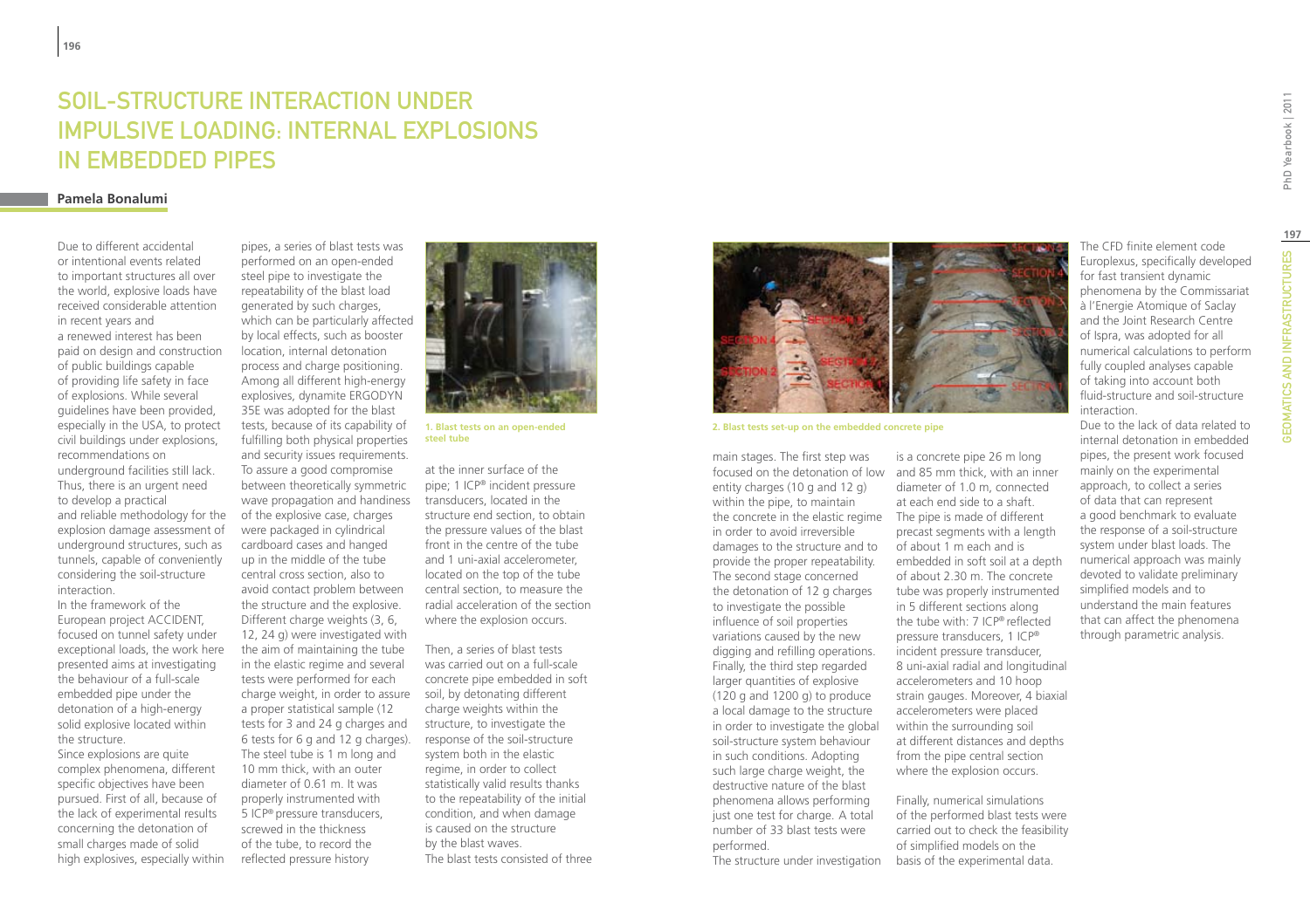# SOIL-STRUCTURE INTERACTION UNDER IMPULSIVE LOADING: INTERNAL EXPLOSIONS IN EMBEDDED PIPES

**Pamela Bonalumi**

Due to different accidental or intentional events related to important structures all over the world, explosive loads have received considerable attention in recent years and a renewed interest has been paid on design and construction of public buildings capable of providing life safety in face of explosions. While several guidelines have been provided, especially in the USA, to protect civil buildings under explosions, recommendations on underground facilities still lack. Thus, there is an urgent need to develop a practical and reliable methodology for the explosion damage assessment of underground structures, such as tunnels, capable of conveniently considering the soil-structure interaction.

In the framework of the European project ACCIDENT, focused on tunnel safety under exceptional loads, the work here presented aims at investigating the behaviour of a full-scale embedded pipe under the detonation of a high-energy solid explosive located within the structure.

Since explosions are quite complex phenomena, different specific objectives have been pursued. First of all, because of the lack of experimental results concerning the detonation of small charges made of solid high explosives, especially within pipes, a series of blast tests was performed on an open-ended steel pipe to investigate the repeatability of the blast load generated by such charges, which can be particularly affected by local effects, such as booster location, internal detonation process and charge positioning. Among all different high-energy explosives, dynamite ERGODYN 35E was adopted for the blast tests, because of its capability of fulfilling both physical properties and security issues requirements. To assure a good compromise between theoretically symmetric wave propagation and handiness of the explosive case, charges were packaged in cylindrical cardboard cases and hanged up in the middle of the tube central cross section, also to avoid contact problem between the structure and the explosive. Different charge weights (3, 6, 12, 24 g) were investigated with the aim of maintaining the tube in the elastic regime and several tests were performed for each charge weight, in order to assure a proper statistical sample (12 tests for 3 and 24 g charges and 6 tests for 6 g and 12 g charges). The steel tube is 1 m long and 10 mm thick, with an outer diameter of 0.61 m. It was properly instrumented with 5 ICP® pressure transducers, screwed in the thickness of the tube, to record the reflected pressure history at the inner surface of the pipe; 1 ICP® incident pressure transducers, located in the structure end section, to obtain the pressure values of the blast front in the centre of the tube and 1 uni-axial accelerometer, located on the top of the tube central section, to measure the radial acceleration of the section where the explosion occurs.

1. Blast tests on an open-ended steel tube

Then, a series of blast tests was carried out on a full-scale concrete pipe embedded in soft soil, by detonating different charge weights within the structure, to investigate the response of the soil-structure system both in the elastic regime, in order to collect statistically valid results thanks to the repeatability of the initial condition, and when damage is caused on the structure by the blast waves.

The blast tests consisted of three main stages. The first step was focused on the detonation of low entity charges (10 g and 12 g) within the pipe, to maintain the concrete in the elastic regime in order to avoid irreversible damages to the structure and to provide the proper repeatability. The second stage concerned the detonation of 12 g charges to investigate the possible influence of soil properties variations caused by the new digging and refilling operations. Finally, the third step regarded larger quantities of explosive (120 g and 1200 g) to produce a local damage to the structure in order to investigate the global soil-structure system behaviour in such conditions. Adopting such large charge weight, the destructive nature of the blast phenomena allows performing just one test for charge. A total number of 33 blast tests were performed.

2. Blast tests set-up on the embedded concrete pipe

The structure under investigation is a concrete pipe 26 m long and 85 mm thick, with an inner diameter of 1.0 m, connected at each end side to a shaft. The pipe is made of different precast segments with a length of about 1 m each and is embedded in soft soil at a depth of about 2.30 m. The concrete tube was properly instrumented in 5 different sections along the tube with: 7 ICP® reflected pressure transducers, 1 ICP® incident pressure transducer, 8 uni-axial radial and longitudinal accelerometers and 10 hoop strain gauges. Moreover, 4 biaxial accelerometers were placed within the surrounding soil at different distances and depths from the pipe central section where the explosion occurs.

Finally, numerical simulations of the performed blast tests were carried out to check the feasibility of simplified models on the basis of the experimental data.

The CFD finite element code Europlexus, specifically developed for fast transient dynamic phenomena by the Commissariat à l'Energie Atomique of Saclay and the Joint Research Centre of Ispra, was adopted for all numerical calculations to perform fully coupled analyses capable of taking into account both fluid-structure and soil-structure interaction.

Due to the lack of data related to internal detonation in embedded pipes, the present work focused mainly on the experimental approach, to collect a series of data that can represent a good benchmark to evaluate the response of a soil-structure system under blast loads. The numerical approach was mainly devoted to validate preliminary simplified models and to understand the main features that can affect the phenomena through parametric analysis.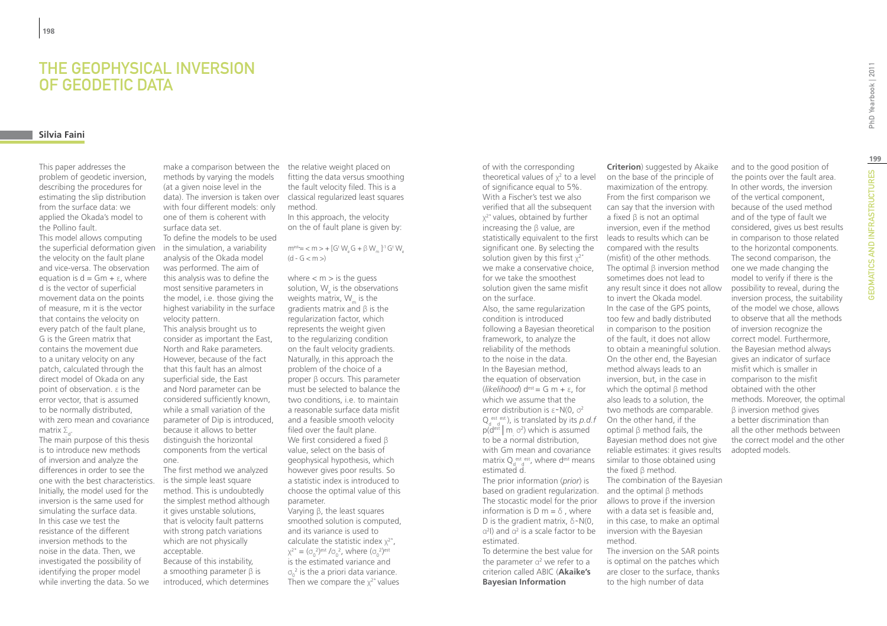# The Geophysical Inversion of Geodetic Data

**Silvia Faini**

This paper addresses the problem of geodetic inversion, describing the procedures for estimating the slip distribution from the surface data: we applied the Okada's model to the Pollino fault.

This model allows computing the superficial deformation given the velocity on the fault plane and vice-versa. The observation equation is $d = Gm + \varepsilon$, where d is the vector of superficial movement data on the points of measure, m it is the vector that contains the velocity on every patch of the fault plane, G is the Green matrix that contains the movement due to a unitary velocity on any patch, calculated through the direct model of Okada on any point of observation. $\varepsilon$ is the error vector, that is assumed to be normally distributed, with zero mean and covariance matrix $\Sigma_d$.

The main purpose of this thesis is to introduce new methods of inversion and analyze the differences in order to see the one with the best characteristics. Initially, the model used for the inversion is the same used for simulating the surface data. In this case we test the resistance of the different inversion methods to the noise in the data. Then, we investigated the possibility of identifying the proper model while inverting the data. So we make a comparison between the methods by varying the models (at a given noise level in the data). The inversion is taken over with four different models: only one of them is coherent with surface data set.

To define the models to be used in the simulation, a variability analysis of the Okada model was performed. The aim of this analysis was to define the most sensitive parameters in the model, i.e. those giving the highest variability in the surface velocity pattern.

This analysis brought us to consider as important the East, North and Rake parameters. However, because of the fact that this fault has an almost superficial side, the East and Nord parameter can be considered sufficiently known, while a small variation of the parameter of Dip is introduced, because it allows to better distinguish the horizontal components from the vertical one.

The first method we analyzed is the simple least square method. This is undoubtedly the simplest method although it gives unstable solutions, that is velocity fault patterns with strong patch variations which are not physically acceptable.

Because of this instability, a smoothing parameter $\beta$ is introduced, which determines the relative weight placed on fitting the data versus smoothing the fault velocity filed. This is a classical regularized least squares method.

In this approach, the velocity on the of fault plane is given by:

$$m^{est} = \langle m \rangle + [G^t W_e G + \beta W_m]^{-1} G^t W_e (d - G \langle m \rangle)$$

where $\langle m \rangle$ is the guess solution, $W_e$ is the observations weights matrix, $W_m$ is the gradients matrix and $\beta$ is the regularization factor, which represents the weight given to the regularizing condition on the fault velocity gradients. Naturally, in this approach the problem of the choice of a proper $\beta$ occurs. This parameter must be selected to balance the two conditions, i.e. to maintain a reasonable surface data misfit and a feasible smooth velocity filed over the fault plane.

We first considered a fixed $\beta$ value, select on the basis of geophysical hypothesis, which however gives poor results. So a statistic index is introduced to choose the optimal value of this parameter.

Varying $\beta$, the least squares smoothed solution is computed, and its variance is used to calculate the statistic index $\chi^{2*}$, $\chi^{2*} = (\sigma_0^2)^{est} / \sigma_0^2$, where $(\sigma_0^2)^{est}$ is the estimated variance and $\sigma_0^2$ is the a priori data variance. Then we compare the $\chi^{2*}$ values of with the corresponding theoretical values of $\chi^2$ to a level of significance equal to 5%. With a Fischer's test we also verified that all the subsequent $\chi^{2*}$ values, obtained by further increasing the $\beta$ value, are statistically equivalent to the first significant one. By selecting the solution given by this first $\chi^{2*}$ we make a conservative choice, for we take the smoothest solution given the same misfit on the surface.

Also, the same regularization condition is introduced following a Bayesian theoretical framework, to analyze the reliability of the methods to the noise in the data.

In the Bayesian method, the equation of observation (*likelihood*) $d^{est} = G\,m + \varepsilon$, for which we assume that the error distribution is $\varepsilon \sim N(0, \sigma^2 Q_{d^{est} d^{est}})$, is translated by its *p.d.f* $p(d^{est} \mid m, \sigma^2)$ which is assumed to be a normal distribution, with Gm mean and covariance matrix $Q_{d^{est} d^{est}}$, where $d^{est}$ means estimated d.

The prior information (*prior*) is based on gradient regularization. The stocastic model for the prior information is $D\,m = \delta$, where D is the gradient matrix, $\delta \sim N(0, \alpha^2 I)$ and $\alpha^2$ is a scale factor to be estimated.

To determine the best value for the parameter $\alpha^2$ we refer to a criterion called ABIC (**Akaike's Bayesian Information Criterion**) suggested by Akaike on the base of the principle of maximization of the entropy.

From the first comparison we can say that the inversion with a fixed $\beta$ is not an optimal inversion, even if the method leads to results which can be compared with the results (misfit) of the other methods. The optimal $\beta$ inversion method sometimes does not lead to any result since it does not allow to invert the Okada model. In the case of the GPS points, too few and badly distributed in comparison to the position of the fault, it does not allow to obtain a meaningful solution. On the other end, the Bayesian method always leads to an inversion, but, in the case in which the optimal $\beta$ method also leads to a solution, the two methods are comparable. On the other hand, if the optimal $\beta$ method fails, the Bayesian method does not give reliable estimates: it gives results similar to those obtained using the fixed $\beta$ method.

The combination of the Bayesian and the optimal $\beta$ methods allows to prove if the inversion with a data set is feasible and, in this case, to make an optimal inversion with the Bayesian method.

The inversion on the SAR points is optimal on the patches which are closer to the surface, thanks to the high number of data and to the good position of the points over the fault area. In other words, the inversion of the vertical component, because of the used method and of the type of fault we considered, gives us best results in comparison to those related to the horizontal components.

The second comparison, the one we made changing the model to verify if there is the possibility to reveal, during the inversion process, the suitability of the model we chose, allows to observe that all the methods of inversion recognize the correct model. Furthermore, the Bayesian method always gives an indicator of surface misfit which is smaller in comparison to the misfit obtained with the other methods. Moreover, the optimal $\beta$ inversion method gives a better discrimination than all the other methods between the correct model and the other adopted models.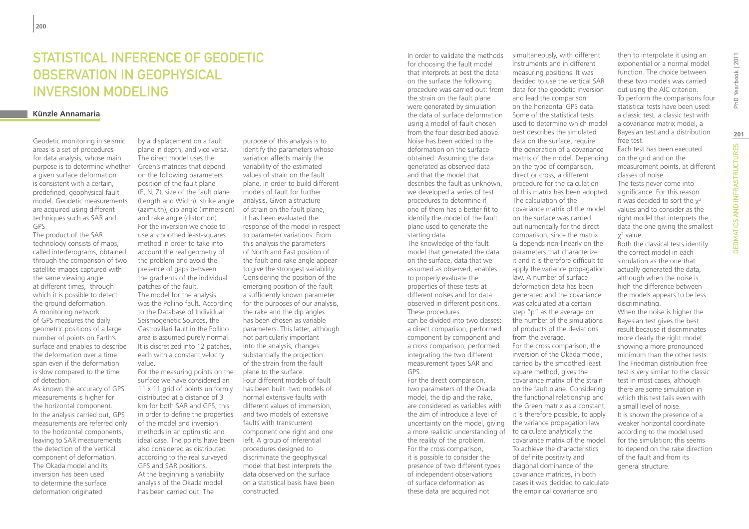# Statistical Inference of Geodetic Observation in Geophysical Inversion Modeling

**Künzle Annamaria**

Geodetic monitoring in seismic areas is a set of procedures for data analysis, whose main purpose is to determine whether a given surface deformation is consistent with a certain, predefined, geophysical fault model. Geodetic measurements are acquired using different techniques such as SAR and GPS.

The product of the SAR technology consists of maps, called interferograms, obtained through the comparison of two satellite images captured with the same viewing angle at different times, through which it is possible to detect the ground deformation.

A monitoring network of GPS measures the daily geometric positions of a large number of points on Earth's surface and enables to describe the deformation over a time span even if the deformation is slow compared to the time of detection.

As known the accuracy of GPS measurements is higher for the horizontal component. In the analysis carried out, GPS measurements are referred only to the horizontal components, leaving to SAR measurements the detection of the vertical component of deformation.

The Okada model and its inversion has been used to determine the surface deformation originated by a displacement on a fault plane in depth, and vice versa. The direct model uses the Green's matrices that depend on the following parameters: position of the fault plane (E, N, Z), size of the fault plane (Length and Width), strike angle (azimuth), dip angle (immersion) and rake angle (distortion).

For the inversion we chose to use a smoothed least-squares method in order to take into account the real geometry of the problem and avoid the presence of gaps between the gradients of the individual patches of the fault.

The model for the analysis was the Pollino fault. According to the Database of Individual Seismogenetic Sources, the Castrovillari fault in the Pollino area is assumed purely normal. It is discretized into 12 patches, each with a constant velocity value.

For the measuring points on the surface we have considered an 11 x 11 grid of points uniformly distributed at a distance of 3 km for both SAR and GPS, this in order to define the properties of the model and inversion methods in an optimistic and ideal case. The points have been also considered as distributed according to the real surveyed GPS and SAR positions.

At the beginning a variability analysis of the Okada model has been carried out. The purpose of this analysis is to identify the parameters whose variation affects mainly the variability of the estimated values of strain on the fault plane, in order to build different models of fault for further analysis. Given a structure of strain on the fault plane, it has been evaluated the response of the model in respect to parameter variations. From this analysis the parameters of North and East position of the fault and rake angle appear to give the strongest variability. Considering the position of the emerging position of the fault a sufficiently known parameter for the purposes of our analysis, the rake and the dip angles has been chosen as variable parameters. This latter, although not particularly important into the analysis, changes substantially the projection of the strain from the fault plane to the surface.

Four different models of fault has been built: two models of normal extensive faults with different values of immersion, and two models of extensive faults with transcurrent component one right and one left. A group of inferential procedures designed to discriminate the geophysical model that best interprets the data observed on the surface on a statistical basis have been constructed.

In order to validate the methods for choosing the fault model that interprets at best the data on the surface the following procedure was carried out: from the strain on the fault plane were generated by simulation the data of surface deformation using a model of fault chosen from the four described above. Noise has been added to the deformation on the surface obtained. Assuming the data generated as observed data and that the model that describes the fault as unknown, we developed a series of test procedures to determine if one of them has a better fit to identify the model of the fault plane used to generate the starting data.

The knowledge of the fault model that generated the data on the surface, data that we assumed as observed, enables to properly evaluate the properties of these tests at different noises and for data observed in different positions.

These procedures can be divided into two classes: a direct comparison, performed component by component and a cross comparison, performed integrating the two different measurement types SAR and GPS.

For the direct comparison, two parameters of the Okada model, the dip and the rake, are considered as variables with the aim of introduce a level of uncertainty on the model, giving a more realistic understanding of the reality of the problem.

For the cross comparison, it is possible to consider the presence of two different types of independent observations of surface deformation as these data are acquired not simultaneously, with different instruments and in different measuring positions. It was decided to use the vertical SAR data for the geodetic inversion and lead the comparison on the horizontal GPS data.

Some of the statistical tests used to determine which model best describes the simulated data on the surface, require the generation of a covariance matrix of the model. Depending on the type of comparison, direct or cross, a different procedure for the calculation of this matrix has been adopted.

The calculation of the covariance matrix of the model on the surface was carried out numerically for the direct comparison, since the matrix G depends non-linearly on the parameters that characterize it and it is therefore difficult to apply the variance propagation law. A number of surface deformation data has been generated and the covariance was calculated at a certain step "p" as the average on the number of the simulations of products of the deviations from the average.

For the cross comparison, the inversion of the Okada model, carried by the smoothed least square method, gives the covariance matrix of the strain on the fault plane. Considering the functional relationship and the Green matrix as a constant, it is therefore possible, to apply the variance propagation law to calculate analytically the covariance matrix of the model.

To achieve the characteristics of definite positivity and diagonal dominance of the covariance matrices, in both cases it was decided to calculate the empirical covariance and then to interpolate it using an exponential or a normal model function. The choice between these two models was carried out using the AIC criterion.

To perform the comparisons four statistical tests have been used: a classic test, a classic test with a covariance matrix model, a Bayesian test and a distribution free test.

Each test has been executed on the grid and on the measurement points, at different classes of noise.

The tests never come into significance. For this reason it was decided to sort the $\chi^2$ values and to consider as the right model that interprets the data the one giving the smallest $\chi^2$ value.

Both the classical tests identify the correct model in each simulation as the one that actually generated the data, although when the noise is high the difference between the models appears to be less discriminating.

When the noise is higher the Bayesian test gives the best result because it discriminates more clearly the right model showing a more pronounced minimum than the other tests.

The Friedman distribution free test is very similar to the classic test in most cases, although there are some simulation in which this test fails even with a small level of noise.

It is shown the presence of a weaker horizontal coordinate according to the model used for the simulation; this seems to depend on the rake direction of the fault and from its general structure.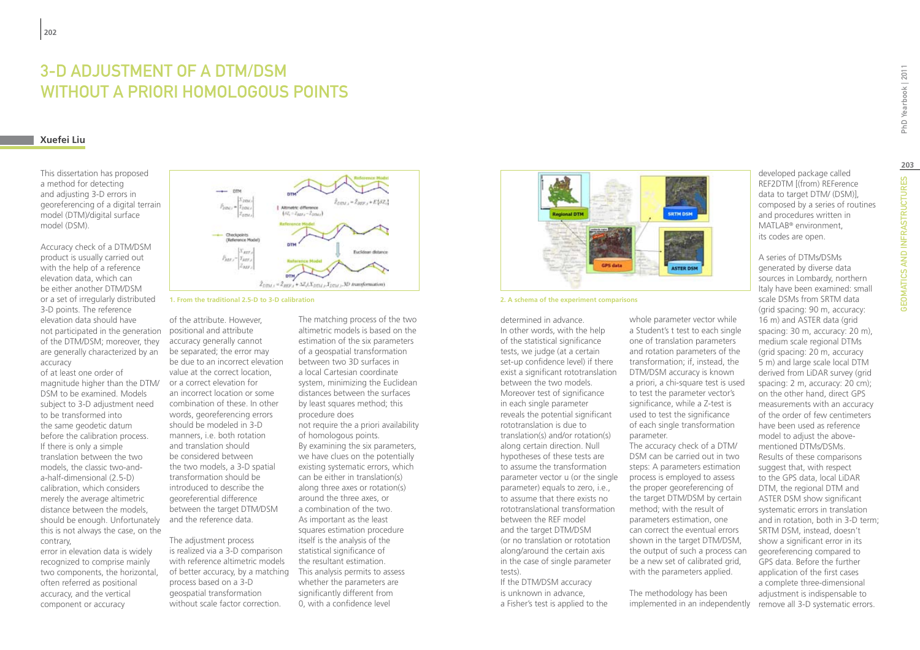# 3-D ADJUSTMENT OF A DTM/DSM WITHOUT A PRIORI HOMOLOGOUS POINTS

**Xuefei Liu**

This dissertation has proposed a method for detecting and adjusting 3-D errors in georeferencing of a digital terrain model (DTM)/digital surface model (DSM).

Accuracy check of a DTM/DSM product is usually carried out with the help of a reference elevation data, which can be either another DTM/DSM or a set of irregularly distributed 3-D points. The reference elevation data should have not participated in the generation of the DTM/DSM; moreover, they are generally characterized by an accuracy of at least one order of magnitude higher than the DTM/DSM to be examined. Models subject to 3-D adjustment need to be transformed into the same geodetic datum before the calibration process. If there is only a simple translation between the two models, the classic two-and-a-half-dimensional (2.5-D) calibration, which considers merely the average altimetric distance between the models, should be enough. Unfortunately this is not always the case, on the contrary, error in elevation data is widely recognized to comprise mainly two components, the horizontal, often referred as positional accuracy, and the vertical component or accuracy of the attribute. However, positional and attribute accuracy generally cannot be separated; the error may be due to an incorrect elevation value at the correct location, or a correct elevation for an incorrect location or some combination of these. In other words, georeferencing errors should be modeled in 3-D manners, i.e. both rotation and translation should be considered between the two models, a 3-D spatial transformation should be introduced to describe the georeferential difference between the target DTM/DSM and the reference data.

1. From the traditional 2.5-D to 3-D calibration

The adjustment process is realized via a 3-D comparison with reference altimetric models of better accuracy, by a matching process based on a 3-D geospatial transformation without scale factor correction. The matching process of the two altimetric models is based on the estimation of the six parameters of a geospatial transformation between two 3D surfaces in a local Cartesian coordinate system, minimizing the Euclidean distances between the surfaces by least squares method; this procedure does not require the a priori availability of homologous points. By examining the six parameters, we have clues on the potentially existing systematic errors, which can be either in translation(s) along three axes or rotation(s) around the three axes, or a combination of the two. As important as the least squares estimation procedure itself is the analysis of the statistical significance of the resultant estimation. This analysis permits to assess whether the parameters are significantly different from 0, with a confidence level determined in advance. In other words, with the help of the statistical significance tests, we judge (at a certain set-up confidence level) if there exist a significant rototranslation between the two models. Moreover test of significance in each single parameter reveals the potential significant rototranslation is due to translation(s) and/or rotation(s) along certain direction. Null hypotheses of these tests are to assume the transformation parameter vector u (or the single parameter) equals to zero, i.e., to assume that there exists no rototranslational transformation between the REF model and the target DTM/DSM (or no translation or rototation along/around the certain axis in the case of single parameter tests). If the DTM/DSM accuracy is unknown in advance, a Fisher's test is applied to the whole parameter vector while a Student's t test to each single one of translation parameters and rotation parameters of the transformation; if, instead, the DTM/DSM accuracy is known a priori, a chi-square test is used to test the parameter vector's significance, while a Z-test is used to test the significance of each single transformation parameter.

2. A schema of the experiment comparisons

The accuracy check of a DTM/DSM can be carried out in two steps: A parameters estimation process is employed to assess the proper georeferencing of the target DTM/DSM by certain method; with the result of parameters estimation, one can correct the eventual errors shown in the target DTM/DSM, the output of such a process can be a new set of calibrated grid, with the parameters applied.

The methodology has been implemented in an independently developed package called REF2DTM [(from) REFerence data to target DTM/ (DSM)], composed by a series of routines and procedures written in MATLAB® environment, its codes are open.

A series of DTMs/DSMs generated by diverse data sources in Lombardy, northern Italy have been examined: small scale DSMs from SRTM data (grid spacing: 90 m, accuracy: 16 m) and ASTER data (grid spacing: 30 m, accuracy: 20 m), medium scale regional DTMs (grid spacing: 20 m, accuracy 5 m) and large scale local DTM derived from LiDAR survey (grid spacing: 2 m, accuracy: 20 cm); on the other hand, direct GPS measurements with an accuracy of the order of few centimeters have been used as reference model to adjust the above-mentioned DTMs/DSMs. Results of these comparisons suggest that, with respect to the GPS data, local LiDAR DTM, the regional DTM and ASTER DSM show significant systematic errors in translation and in rotation, both in 3-D term; SRTM DSM, instead, doesn't show a significant error in its georeferencing compared to GPS data. Before the further application of the first cases a complete three-dimensional adjustment is indispensable to remove all 3-D systematic errors.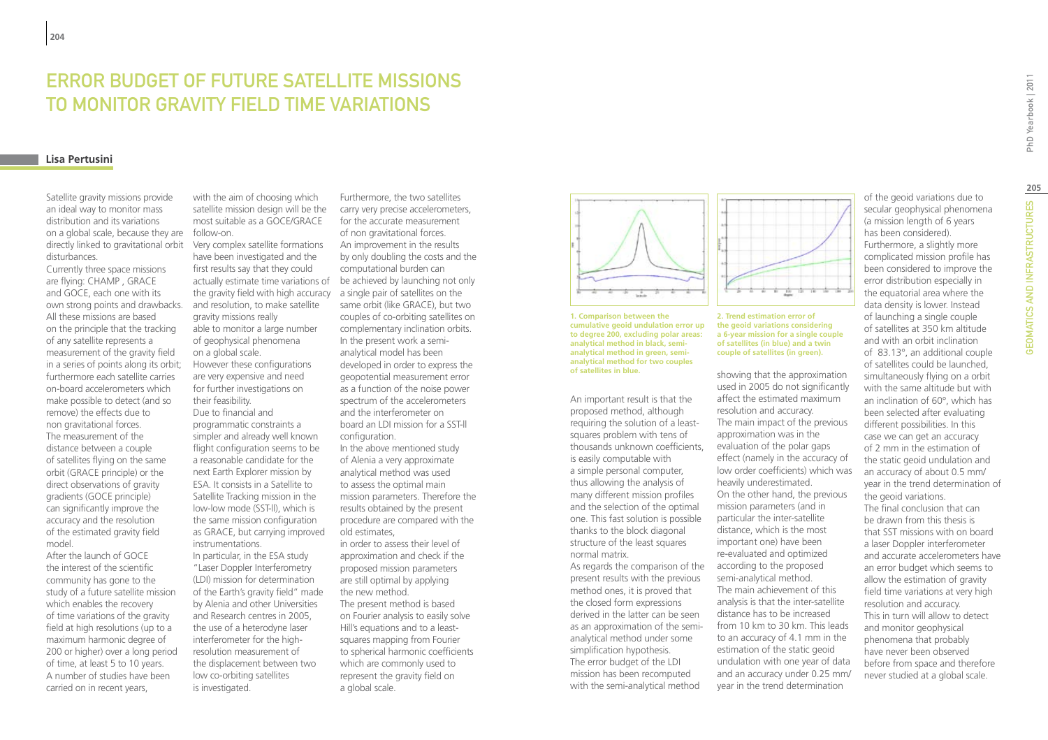# ERROR BUDGET OF FUTURE SATELLITE MISSIONS TO MONITOR GRAVITY FIELD TIME VARIATIONS

**Lisa Pertusini**

Satellite gravity missions provide an ideal way to monitor mass distribution and its variations on a global scale, because they are directly linked to gravitational orbit disturbances.

Currently three space missions are flying: CHAMP , GRACE and GOCE, each one with its own strong points and drawbacks. All these missions are based on the principle that the tracking of any satellite represents a measurement of the gravity field in a series of points along its orbit; furthermore each satellite carries on-board accelerometers which make possible to detect (and so remove) the effects due to non gravitational forces. The measurement of the distance between a couple of satellites flying on the same orbit (GRACE principle) or the direct observations of gravity gradients (GOCE principle) can significantly improve the accuracy and the resolution of the estimated gravity field model.

After the launch of GOCE the interest of the scientific community has gone to the study of a future satellite mission which enables the recovery of time variations of the gravity field at high resolutions (up to a maximum harmonic degree of 200 or higher) over a long period of time, at least 5 to 10 years. A number of studies have been carried on in recent years, with the aim of choosing which satellite mission design will be the most suitable as a GOCE/GRACE follow-on.

Very complex satellite formations have been investigated and the first results say that they could actually estimate time variations of the gravity field with high accuracy and resolution, to make satellite gravity missions really able to monitor a large number of geophysical phenomena on a global scale.

However these configurations are very expensive and need for further investigations on their feasibility.

Due to financial and programmatic constraints a simpler and already well known flight configuration seems to be a reasonable candidate for the next Earth Explorer mission by ESA. It consists in a Satellite to Satellite Tracking mission in the low-low mode (SST-ll), which is the same mission configuration as GRACE, but carrying improved instrumentations.

In particular, in the ESA study "Laser Doppler Interferometry (LDI) mission for determination of the Earth's gravity field" made by Alenia and other Universities and Research centres in 2005, the use of a heterodyne laser interferometer for the high-resolution measurement of the displacement between two low co-orbiting satellites is investigated.

Furthermore, the two satellites carry very precise accelerometers, for the accurate measurement of non gravitational forces. An improvement in the results by only doubling the costs and the computational burden can be achieved by launching not only a single pair of satellites on the same orbit (like GRACE), but two couples of co-orbiting satellites on complementary inclination orbits. In the present work a semi-analytical model has been developed in order to express the geopotential measurement error as a function of the noise power spectrum of the accelerometers and the interferometer on board an LDI mission for a SST-ll configuration.

In the above mentioned study of Alenia a very approximate analytical method was used to assess the optimal main mission parameters. Therefore the results obtained by the present procedure are compared with the old estimates, in order to assess their level of approximation and check if the proposed mission parameters are still optimal by applying the new method.

The present method is based on Fourier analysis to easily solve Hill's equations and to a least-squares mapping from Fourier to spherical harmonic coefficients which are commonly used to represent the gravity field on a global scale.

**1. Comparison between the cumulative geoid undulation error up to degree 200, excluding polar areas: analytical method in black, semi-analytical method in green, semi-analytical method for two couples of satellites in blue.**

**2. Trend estimation error of the geoid variations considering a 6-year mission for a single couple of satellites (in blue) and a twin couple of satellites (in green).**

An important result is that the proposed method, although requiring the solution of a least-squares problem with tens of thousands unknown coefficients, is easily computable with a simple personal computer, thus allowing the analysis of many different mission profiles and the selection of the optimal one. This fast solution is possible thanks to the block diagonal structure of the least squares normal matrix.

As regards the comparison of the present results with the previous method ones, it is proved that the closed form expressions derived in the latter can be seen as an approximation of the semi-analytical method under some simplification hypothesis. The error budget of the LDI mission has been recomputed with the semi-analytical method showing that the approximation used in 2005 do not significantly affect the estimated maximum resolution and accuracy.

The main impact of the previous approximation was in the evaluation of the polar gaps effect (namely in the accuracy of low order coefficients) which was heavily underestimated.

On the other hand, the previous mission parameters (and in particular the inter-satellite distance, which is the most important one) have been re-evaluated and optimized according to the proposed semi-analytical method.

The main achievement of this analysis is that the inter-satellite distance has to be increased from 10 km to 30 km. This leads to an accuracy of 4.1 mm in the estimation of the static geoid undulation with one year of data and an accuracy under 0.25 mm/year in the trend determination of the geoid variations due to secular geophysical phenomena (a mission length of 6 years has been considered).

Furthermore, a slightly more complicated mission profile has been considered to improve the error distribution especially in the equatorial area where the data density is lower. Instead of launching a single couple of satellites at 350 km altitude and with an orbit inclination of 83.13°, an additional couple of satellites could be launched, simultaneously flying on a orbit with the same altitude but with an inclination of 60°, which has been selected after evaluating different possibilities. In this case we can get an accuracy of 2 mm in the estimation of the static geoid undulation and an accuracy of about 0.5 mm/year in the trend determination of the geoid variations.

The final conclusion that can be drawn from this thesis is that SST missions with on board a laser Doppler interferometer and accurate accelerometers have an error budget which seems to allow the estimation of gravity field time variations at very high resolution and accuracy.

This in turn will allow to detect and monitor geophysical phenomena that probably have never been observed before from space and therefore never studied at a global scale.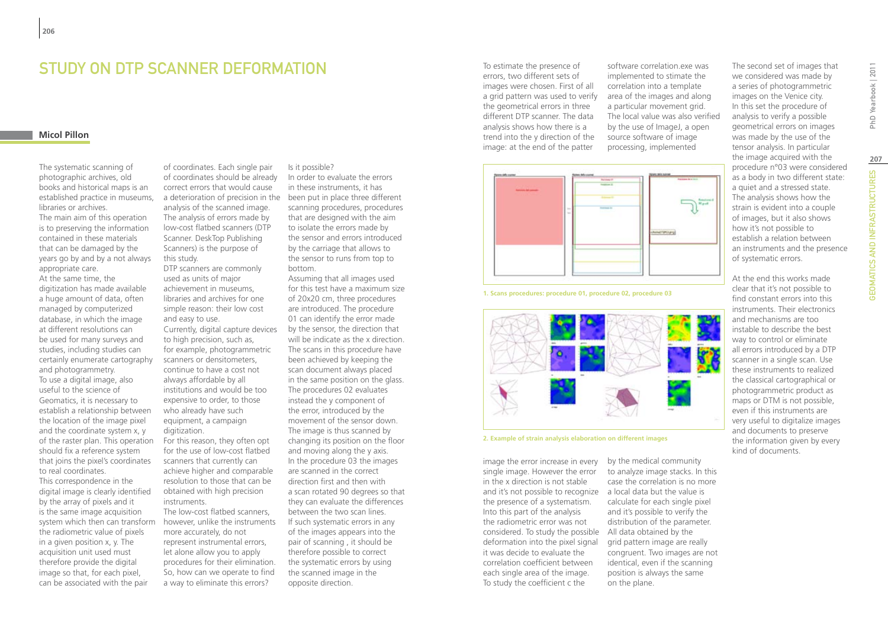# STUDY ON DTP SCANNER DEFORMATION

**Micol Pillon**

The systematic scanning of photographic archives, old books and historical maps is an established practice in museums, libraries or archives.
The main aim of this operation is to preserving the information contained in these materials that can be damaged by the years go by and by a not always appropriate care.
At the same time, the digitization has made available a huge amount of data, often managed by computerized database, in which the image at different resolutions can be used for many surveys and studies, including studies can certainly enumerate cartography and photogrammetry.
To use a digital image, also useful to the science of Geomatics, it is necessary to establish a relationship between the location of the image pixel and the coordinate system x, y of the raster plan. This operation should fix a reference system that joins the pixel's coordinates to real coordinates.
This correspondence in the digital image is clearly identified by the array of pixels and it is the same image acquisition system which then can transform the radiometric value of pixels in a given position x, y. The acquisition unit used must therefore provide the digital image so that, for each pixel, can be associated with the pair of coordinates. Each single pair of coordinates should be already correct errors that would cause a deterioration of precision in the analysis of the scanned image. The analysis of errors made by low-cost flatbed scanners (DTP Scanner. DeskTop Publishing Scanners) is the purpose of this study.
DTP scanners are commonly used as units of major achievement in museums, libraries and archives for one simple reason: their low cost and easy to use.
Currently, digital capture devices to high precision, such as, for example, photogrammetric scanners or densitometers, continue to have a cost not always affordable by all institutions and would be too expensive to order, to those who already have such equipment, a campaign digitization.
For this reason, they often opt for the use of low-cost flatbed scanners that currently can achieve higher and comparable resolution to those that can be obtained with high precision instruments.
The low-cost flatbed scanners, however, unlike the instruments more accurately, do not represent instrumental errors, let alone allow you to apply procedures for their elimination. So, how can we operate to find a way to eliminate this errors? Is it possible?
In order to evaluate the errors in these instruments, it has been put in place three different scanning procedures, procedures that are designed with the aim to isolate the errors made by the sensor and errors introduced by the carriage that allows to the sensor to runs from top to bottom.
Assuming that all images used for this test have a maximum size of 20x20 cm, three procedures are introduced. The procedure 01 can identify the error made by the sensor, the direction that will be indicate as the x direction. The scans in this procedure have been achieved by keeping the scan document always placed in the same position on the glass. The procedures 02 evaluates instead the y component of the error, introduced by the movement of the sensor down. The image is thus scanned by changing its position on the floor and moving along the y axis. In the procedure 03 the images are scanned in the correct direction first and then with a scan rotated 90 degrees so that they can evaluate the differences between the two scan lines. If such systematic errors in any of the images appears into the pair of scanning , it should be therefore possible to correct the systematic errors by using the scanned image in the opposite direction.
To estimate the presence of errors, two different sets of images were chosen. First of all a grid pattern was used to verify the geometrical errors in three different DTP scanner. The data analysis shows how there is a trend into the y direction of the image: at the end of the patter image the error increase in every single image. However the error in the x direction is not stable and it's not possible to recognize the presence of a systematism. Into this part of the analysis the radiometric error was not considered. To study the possible deformation into the pixel signal it was decide to evaluate the correlation coefficient between each single area of the image. To study the coefficient c the software correlation.exe was implemented to stimate the correlation into a template area of the images and along a particular movement grid. The local value was also verified by the use of ImageJ, a open source software of image processing, implemented by the medical community to analyze image stacks. In this case the correlation is no more a local data but the value is calculate for each single pixel and it's possible to verify the distribution of the parameter. All data obtained by the grid pattern image are really congruent. Two images are not identical, even if the scanning position is always the same on the plane.

1. Scans procedures: procedure 01, procedure 02, procedure 03

2. Example of strain analysis elaboration on different images

The second set of images that we considered was made by a series of photogrammetric images on the Venice city. In this set the procedure of analysis to verify a possible geometrical errors on images was made by the use of the tensor analysis. In particular the image acquired with the procedure n°03 were considered as a body in two different state: a quiet and a stressed state. The analysis shows how the strain is evident into a couple of images, but it also shows how it's not possible to establish a relation between an instruments and the presence of systematic errors.

At the end this works made clear that it's not possible to find constant errors into this instruments. Their electronics and mechanisms are too instable to describe the best way to control or eliminate all errors introduced by a DTP scanner in a single scan. Use these instruments to realized the classical cartographical or photogrammetric product as maps or DTM is not possible, even if this instruments are very useful to digitalize images and documents to preserve the information given by every kind of documents.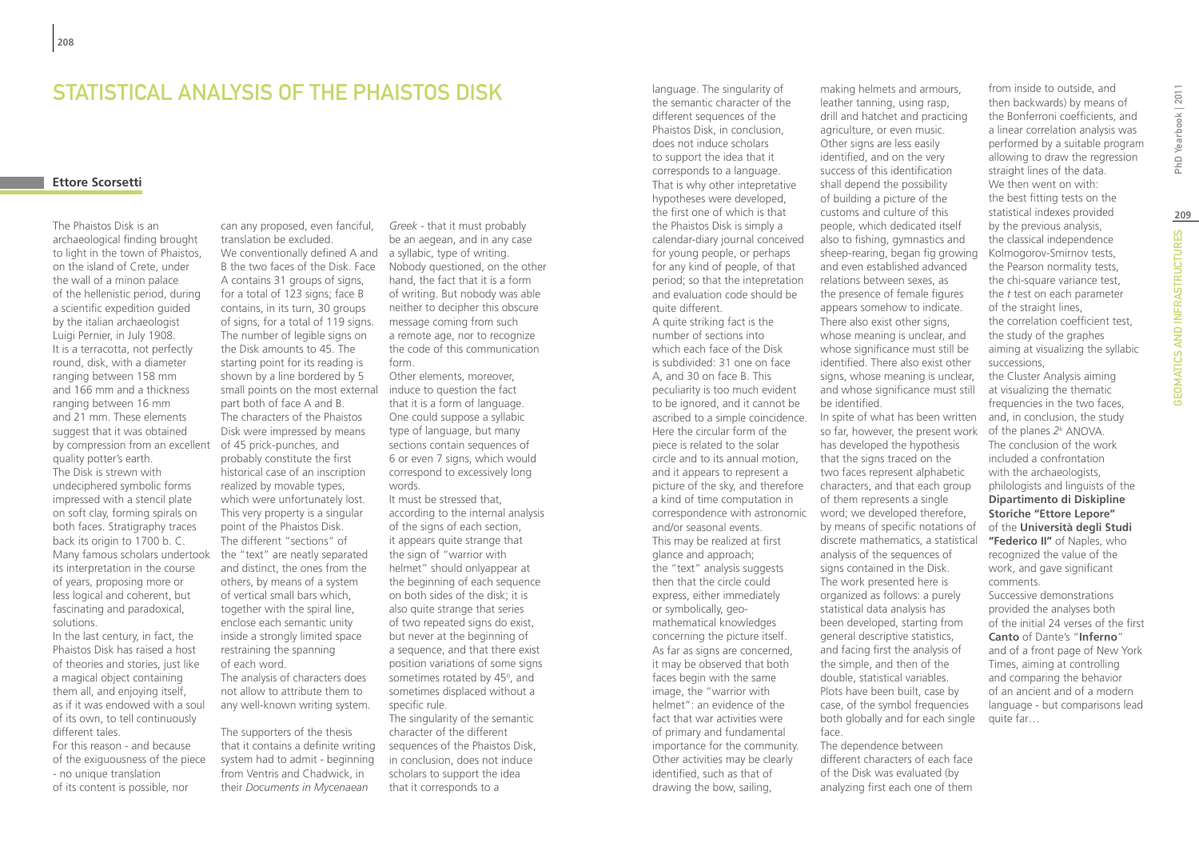# Statistical Analysis of the Phaistos Disk

**Ettore Scorsetti**

The Phaistos Disk is an archaeological finding brought to light in the town of Phaistos, on the island of Crete, under the wall of a minon palace of the hellenistic period, during a scientific expedition guided by the italian archaeologist Luigi Pernier, in July 1908. It is a terracotta, not perfectly round, disk, with a diameter ranging between 158 mm and 166 mm and a thickness ranging between 16 mm and 21 mm. These elements suggest that it was obtained by compression from an excellent quality potter's earth. The Disk is strewn with undeciphered symbolic forms impressed with a stencil plate on soft clay, forming spirals on both faces. Stratigraphy traces back its origin to 1700 b. C. Many famous scholars undertook its interpretation in the course of years, proposing more or less logical and coherent, but fascinating and paradoxical, solutions.

In the last century, in fact, the Phaistos Disk has raised a host of theories and stories, just like a magical object containing them all, and enjoying itself, as if it was endowed with a soul of its own, to tell continuously different tales.

For this reason - and because of the exiguousness of the piece - no unique translation of its content is possible, nor can any proposed, even fanciful, translation be excluded.

We conventionally defined A and B the two faces of the Disk. Face A contains 31 groups of signs, for a total of 123 signs; face B contains, in its turn, 30 groups of signs, for a total of 119 signs. The number of legible signs on the Disk amounts to 45. The starting point for its reading is shown by a line bordered by 5 small points on the most external part both of face A and B. The characters of the Phaistos Disk were impressed by means of 45 prick-punches, and probably constitute the first historical case of an inscription realized by movable types, which were unfortunately lost. This very property is a singular point of the Phaistos Disk. The different "sections" of the "text" are neatly separated and distinct, the ones from the others, by means of a system of vertical small bars which, together with the spiral line, enclose each semantic unity inside a strongly limited space restraining the spanning of each word.

The analysis of characters does not allow to attribute them to any well-known writing system.

The supporters of the thesis that it contains a definite writing system had to admit - beginning from Ventris and Chadwick, in their *Documents in Mycenaean Greek* - that it must probably be an aegean, and in any case a syllabic, type of writing. Nobody questioned, on the other hand, the fact that it is a form of writing. But nobody was able neither to decipher this obscure message coming from such a remote age, nor to recognize the code of this communication form.

Other elements, moreover, induce to question the fact that it is a form of language. One could suppose a syllabic type of language, but many sections contain sequences of 6 or even 7 signs, which would correspond to excessively long words.

It must be stressed that, according to the internal analysis of the signs of each section, it appears quite strange that the sign of "warrior with helmet" should onlyappear at the beginning of each sequence on both sides of the disk; it is also quite strange that series of two repeated signs do exist, but never at the beginning of a sequence, and that there exist position variations of some signs sometimes rotated by 45°, and sometimes displaced without a specific rule.

The singularity of the semantic character of the different sequences of the Phaistos Disk, in conclusion, does not induce scholars to support the idea that it corresponds to a language. The singularity of the semantic character of the different sequences of the Phaistos Disk, in conclusion, does not induce scholars to support the idea that it corresponds to a language. That is why other intepretative hypotheses were developed, the first one of which is that the Phaistos Disk is simply a calendar-diary journal conceived for young people, or perhaps for any kind of people, of that period; so that the intepretation and evaluation code should be quite different.

A quite striking fact is the number of sections into which each face of the Disk is subdivided: 31 one on face A, and 30 on face B. This peculiarity is too much evident to be ignored, and it cannot be ascribed to a simple coincidence. Here the circular form of the piece is related to the solar circle and to its annual motion, and it appears to represent a picture of the sky, and therefore a kind of time computation in correspondence with astronomic and/or seasonal events.

This may be realized at first glance and approach; the "text" analysis suggests then that the circle could express, either immediately or symbolically, geo-mathematical knowledges concerning the picture itself. As far as signs are concerned, it may be observed that both faces begin with the same image, the "warrior with helmet": an evidence of the fact that war activities were of primary and fundamental importance for the community. Other activities may be clearly identified, such as that of drawing the bow, sailing, making helmets and armours, leather tanning, using rasp, drill and hatchet and practicing agriculture, or even music. Other signs are less easily identified, and on the very success of this identification shall depend the possibility of building a picture of the customs and culture of this people, which dedicated itself also to fishing, gymnastics and sheep-rearing, began fig growing and even established advanced relations between sexes, as the presence of female figures appears somehow to indicate. There also exist other signs, whose meaning is unclear, and whose significance must still be identified. There also exist other signs, whose meaning is unclear, and whose significance must still be identified.

In spite of what has been written so far, however, the present work has developed the hypothesis that the signs traced on the two faces represent alphabetic characters, and that each group of them represents a single word; we developed therefore, by means of specific notations of discrete mathematics, a statistical analysis of the sequences of signs contained in the Disk. The work presented here is organized as follows: a purely statistical data analysis has been developed, starting from general descriptive statistics, and facing first the analysis of the simple, and then of the double, statistical variables. Plots have been built, case by case, of the symbol frequencies both globally and for each single face.

The dependence between different characters of each face of the Disk was evaluated (by analyzing first each one of them from inside to outside, and then backwards) by means of the Bonferroni coefficients, and a linear correlation analysis was performed by a suitable program allowing to draw the regression straight lines of the data. We then went on with: the best fitting tests on the statistical indexes provided by the previous analysis, the classical independence Kolmogorov-Smirnov tests, the Pearson normality tests, the chi-square variance test, the *t* test on each parameter of the straight lines, the correlation coefficient test, the study of the graphes aiming at visualizing the syllabic successions, the Cluster Analysis aiming at visualizing the thematic frequencies in the two faces, and, in conclusion, the study of the planes $2^k$ ANOVA.

The conclusion of the work included a confrontation with the archaeologists, philologists and linguists of the **Dipartimento di Diskipline Storiche "Ettore Lepore"** of the **Università degli Studi "Federico II"** of Naples, who recognized the value of the work, and gave significant comments.

Successive demonstrations provided the analyses both of the initial 24 verses of the first **Canto** of Dante's "**Inferno**" and of a front page of New York Times, aiming at controlling and comparing the behavior of an ancient and of a modern language - but comparisons lead quite far…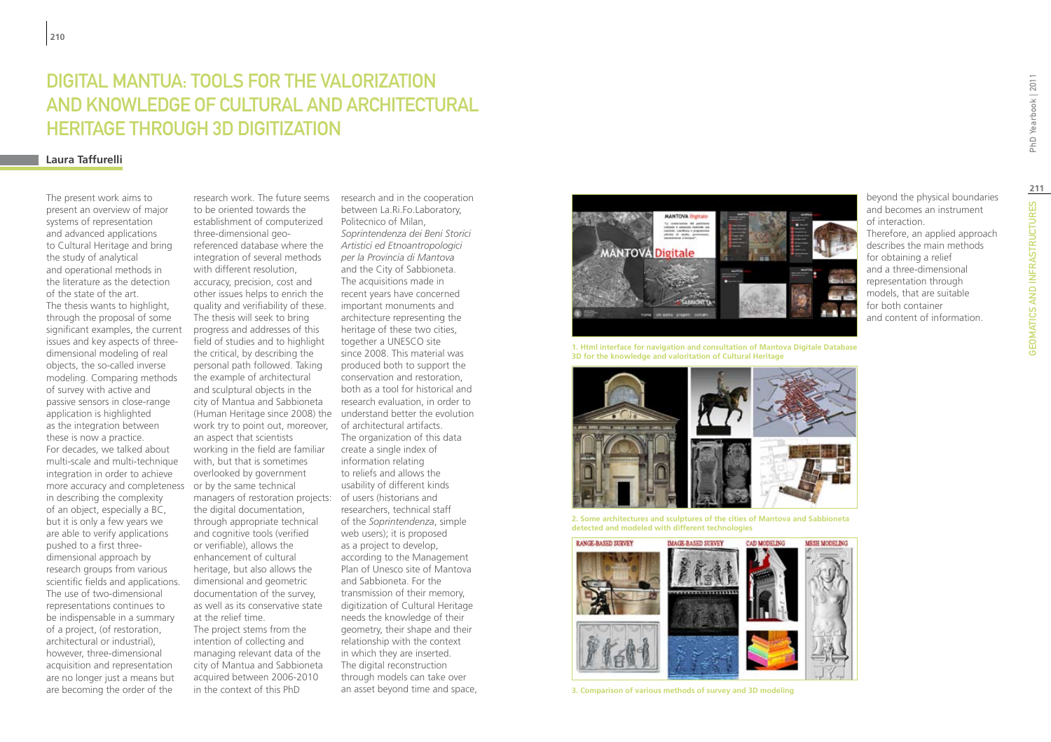# DIGITAL MANTUA: TOOLS FOR THE VALORIZATION AND KNOWLEDGE OF CULTURAL AND ARCHITECTURAL HERITAGE THROUGH 3D DIGITIZATION

**Laura Taffurelli**

The present work aims to present an overview of major systems of representation and advanced applications to Cultural Heritage and bring the study of analytical and operational methods in the literature as the detection of the state of the art.
The thesis wants to highlight, through the proposal of some significant examples, the current issues and key aspects of three-dimensional modeling of real objects, the so-called inverse modeling. Comparing methods of survey with active and passive sensors in close-range application is highlighted as the integration between these is now a practice.
For decades, we talked about multi-scale and multi-technique integration in order to achieve more accuracy and completeness in describing the complexity of an object, especially a BC, but it is only a few years we are able to verify applications pushed to a first three-dimensional approach by research groups from various scientific fields and applications.
The use of two-dimensional representations continues to be indispensable in a summary of a project, (of restoration, architectural or industrial), however, three-dimensional acquisition and representation are no longer just a means but are becoming the order of the research work. The future seems to be oriented towards the establishment of computerized three-dimensional geo-referenced database where the integration of several methods with different resolution, accuracy, precision, cost and other issues helps to enrich the quality and verifiability of these.
The thesis will seek to bring progress and addresses of this field of studies and to highlight the critical, by describing the personal path followed. Taking the example of architectural and sculptural objects in the city of Mantua and Sabbioneta (Human Heritage since 2008) the work try to point out, moreover, an aspect that scientists working in the field are familiar with, but that is sometimes overlooked by government or by the same technical managers of restoration projects: the digital documentation, through appropriate technical and cognitive tools (verified or verifiable), allows the enhancement of cultural heritage, but also allows the dimensional and geometric documentation of the survey, as well as its conservative state at the relief time.
The project stems from the intention of collecting and managing relevant data of the city of Mantua and Sabbioneta acquired between 2006-2010 in the context of this PhD research and in the cooperation between La.Ri.Fo.Laboratory, Politecnico of Milan, *Soprintendenza dei Beni Storici Artistici ed Etnoantropologici per la Provincia di Mantova* and the City of Sabbioneta.
The acquisitions made in recent years have concerned important monuments and architecture representing the heritage of these two cities, together a UNESCO site since 2008. This material was produced both to support the conservation and restoration, both as a tool for historical and research evaluation, in order to understand better the evolution of architectural artifacts.
The organization of this data create a single index of information relating to reliefs and allows the usability of different kinds of users (historians and researchers, technical staff of the *Soprintendenza*, simple web users); it is proposed as a project to develop, according to the Management Plan of Unesco site of Mantova and Sabbioneta. For the transmission of their memory, digitization of Cultural Heritage needs the knowledge of their geometry, their shape and their relationship with the context in which they are inserted.
The digital reconstruction through models can take over an asset beyond time and space, beyond the physical boundaries and becomes an instrument of interaction.
Therefore, an applied approach describes the main methods for obtaining a relief and a three-dimensional representation through models, that are suitable for both container and content of information.

**1. Html interface for navigation and consultation of Mantova Digitale Database 3D for the knowledge and valoritation of Cultural Heritage**

**2. Some architectures and sculptures of the cities of Mantova and Sabbioneta detected and modeled with different technologies**

**3. Comparison of various methods of survey and 3D modeling**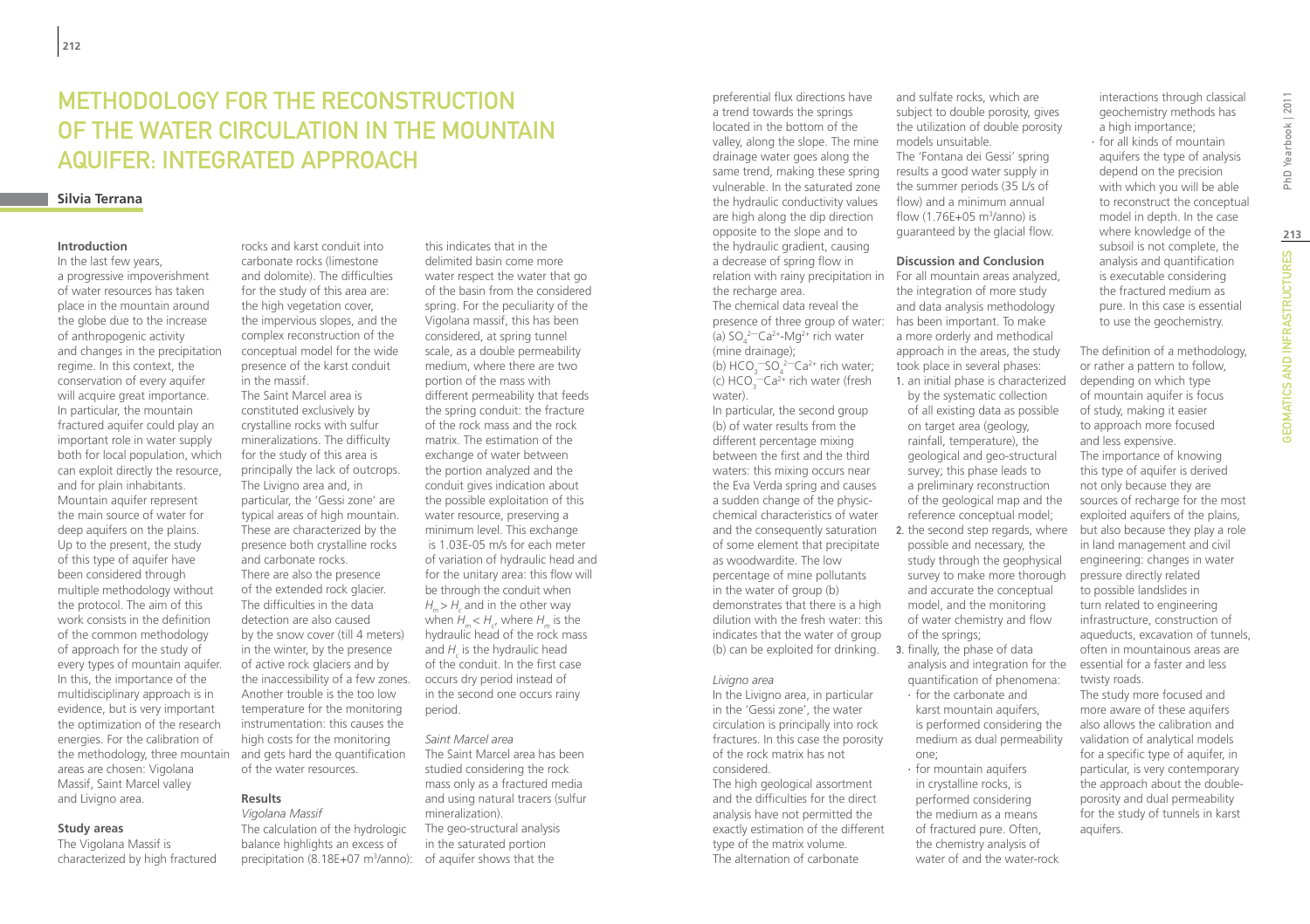# METHODOLOGY FOR THE RECONSTRUCTION OF THE WATER CIRCULATION IN THE MOUNTAIN AQUIFER: INTEGRATED APPROACH

**Silvia Terrana**

## Introduction

In the last few years, a progressive impoverishment of water resources has taken place in the mountain around the globe due to the increase of anthropogenic activity and changes in the precipitation regime. In this context, the conservation of every aquifer will acquire great importance. In particular, the mountain fractured aquifer could play an important role in water supply both for local population, which can exploit directly the resource, and for plain inhabitants. Mountain aquifer represent the main source of water for deep aquifers on the plains. Up to the present, the study of this type of aquifer have been considered through multiple methodology without the protocol. The aim of this work consists in the definition of the common methodology of approach for the study of every types of mountain aquifer. In this, the importance of the multidisciplinary approach is in evidence, but is very important the optimization of the research energies. For the calibration of the methodology, three mountain areas are chosen: Vigolana Massif, Saint Marcel valley and Livigno area.

## Study areas

The Vigolana Massif is characterized by high fractured rocks and karst conduit into carbonate rocks (limestone and dolomite). The difficulties for the study of this area are: the high vegetation cover, the impervious slopes, and the complex reconstruction of the conceptual model for the wide presence of the karst conduit in the massif.

The Saint Marcel area is constituted exclusively by crystalline rocks with sulfur mineralizations. The difficulty for the study of this area is principally the lack of outcrops.

The Livigno area and, in particular, the 'Gessi zone' are typical areas of high mountain. These are characterized by the presence both crystalline rocks and carbonate rocks.

There are also the presence of the extended rock glacier. The difficulties in the data detection are also caused by the snow cover (till 4 meters) in the winter, by the presence of active rock glaciers and by the inaccessibility of a few zones. Another trouble is the too low temperature for the monitoring instrumentation: this causes the high costs for the monitoring and gets hard the quantification of the water resources.

## Results

*Vigolana Massif*

The calculation of the hydrologic balance highlights an excess of precipitation (8.18E+07 m$^3$/anno): this indicates that in the delimited basin come more water respect the water that go of the basin from the considered spring. For the peculiarity of the Vigolana massif, this has been considered, at spring tunnel scale, as a double permeability medium, where there are two portion of the mass with different permeability that feeds the spring conduit: the fracture of the rock mass and the rock matrix. The estimation of the exchange of water between the portion analyzed and the conduit gives indication about the possible exploitation of this water resource, preserving a minimum level. This exchange is 1.03E-05 m/s for each meter of variation of hydraulic head and for the unitary area: this flow will be through the conduit when $H_m > H_c$ and in the other way when $H_m < H_c$, where $H_m$ is the hydraulic head of the rock mass and $H_c$ is the hydraulic head of the conduit. In the first case occurs dry period instead of in the second one occurs rainy period.

*Saint Marcel area*

The Saint Marcel area has been studied considering the rock mass only as a fractured media and using natural tracers (sulfur mineralization).

The geo-structural analysis in the saturated portion of aquifer shows that the preferential flux directions have a trend towards the springs located in the bottom of the valley, along the slope. The mine drainage water goes along the same trend, making these spring vulnerable. In the saturated zone the hydraulic conductivity values are high along the dip direction opposite to the slope and to the hydraulic gradient, causing a decrease of spring flow in relation with rainy precipitation in the recharge area.

The chemical data reveal the presence of three group of water:
(a) $SO_4^{2-}$-$Ca^{2+}$-$Mg^{2+}$ rich water (mine drainage);
(b) $HCO_3^-$-$SO_4^{2-}$-$Ca^{2+}$ rich water;
(c) $HCO_3^-$-$Ca^{2+}$ rich water (fresh water).

In particular, the second group (b) of water results from the different percentage mixing between the first and the third waters: this mixing occurs near the Eva Verda spring and causes a sudden change of the physic-chemical characteristics of water and the consequently saturation of some element that precipitate as woodwardite. The low percentage of mine pollutants in the water of group (b) demonstrates that there is a high dilution with the fresh water: this indicates that the water of group (b) can be exploited for drinking.

*Livigno area*

In the Livigno area, in particular in the 'Gessi zone', the water circulation is principally into rock fractures. In this case the porosity of the rock matrix has not considered.

The high geological assortment and the difficulties for the direct analysis have not permitted the exactly estimation of the different type of the matrix volume. The alternation of carbonate and sulfate rocks, which are subject to double porosity, gives the utilization of double porosity models unsuitable.

The 'Fontana dei Gessi' spring results a good water supply in the summer periods (35 L/s of flow) and a minimum annual flow (1.76E+05 m$^3$/anno) is guaranteed by the glacial flow.

## Discussion and Conclusion

For all mountain areas analyzed, the integration of more study and data analysis methodology has been important. To make a more orderly and methodical approach in the areas, the study took place in several phases:

1. an initial phase is characterized by the systematic collection of all existing data as possible on target area (geology, rainfall, temperature), the geological and geo-structural survey; this phase leads to a preliminary reconstruction of the geological map and the reference conceptual model;
2. the second step regards, where possible and necessary, the study through the geophysical survey to make more thorough and accurate the conceptual model, and the monitoring of water chemistry and flow of the springs;
3. finally, the phase of data analysis and integration for the quantification of phenomena:
   - for the carbonate and karst mountain aquifers, is performed considering the medium as dual permeability one;
   - for mountain aquifers in crystalline rocks, is performed considering the medium as a means of fractured pure. Often, the chemistry analysis of water of and the water-rock interactions through classical geochemistry methods has a high importance;
   - for all kinds of mountain aquifers the type of analysis depend on the precision with which you will be able to reconstruct the conceptual model in depth. In the case where knowledge of the subsoil is not complete, the analysis and quantification is executable considering the fractured medium as pure. In this case is essential to use the geochemistry.

The definition of a methodology, or rather a pattern to follow, depending on which type of mountain aquifer is focus of study, making it easier to approach more focused and less expensive.

The importance of knowing this type of aquifer is derived not only because they are sources of recharge for the most exploited aquifers of the plains, but also because they play a role in land management and civil engineering: changes in water pressure directly related to possible landslides in turn related to engineering infrastructure, construction of aqueducts, excavation of tunnels, often in mountainous areas are essential for a faster and less twisty roads.

The study more focused and more aware of these aquifers also allows the calibration and validation of analytical models for a specific type of aquifer, in particular, is very contemporary the approach about the double-porosity and dual permeability for the study of tunnels in karst aquifers.